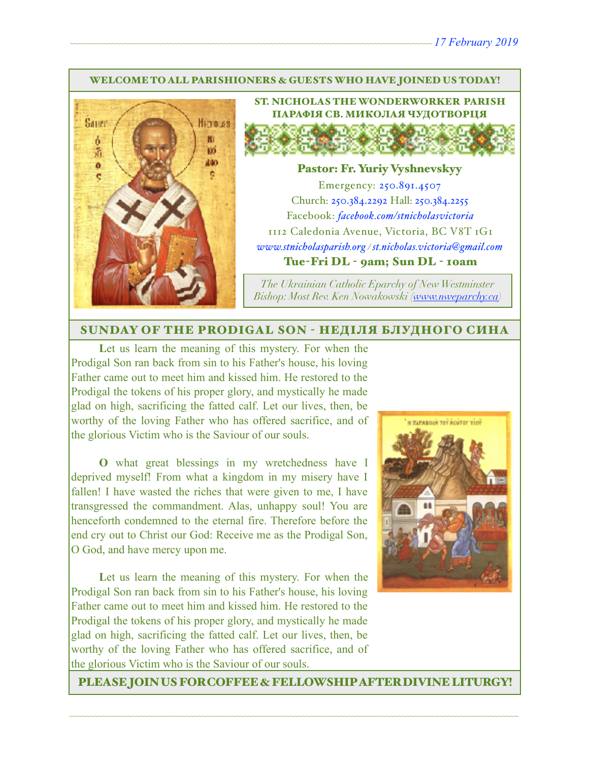17 February 2019

WELCOME TO ALL PARISHIONERS & GUESTS WHO HAVE JOINED US TODAY!

## ST. NICHOLAS THE WONDERWORKER PARISH
## ПАРАФІЯ СВ. МИКОЛАЯ ЧУДОТВОРЦЯ

**Pastor: Fr. Yuriy Vyshnevskyy**

Emergency: 250.891.4507

Church: 250.384.2292 Hall: 250.384.2255

Facebook: *facebook.com/stnicholasvictoria*

1112 Caledonia Avenue, Victoria, BC V8T 1G1

*www.stnicholasparish.org / st.nicholas.victoria@gmail.com*

**Tue-Fri DL - 9am; Sun DL - 10am**

*The Ukrainian Catholic Eparchy of New Westminster*
*Bishop: Most Rev. Ken Nowakowski (www.nweparchy.ca)*

## SUNDAY OF THE PRODIGAL SON - НЕДІЛЯ БЛУДНОГО СИНА

**L**et us learn the meaning of this mystery. For when the Prodigal Son ran back from sin to his Father's house, his loving Father came out to meet him and kissed him. He restored to the Prodigal the tokens of his proper glory, and mystically he made glad on high, sacrificing the fatted calf. Let our lives, then, be worthy of the loving Father who has offered sacrifice, and of the glorious Victim who is the Saviour of our souls.

**O** what great blessings in my wretchedness have I deprived myself! From what a kingdom in my misery have I fallen! I have wasted the riches that were given to me, I have transgressed the commandment. Alas, unhappy soul! You are henceforth condemned to the eternal fire. Therefore before the end cry out to Christ our God: Receive me as the Prodigal Son, O God, and have mercy upon me.

**L**et us learn the meaning of this mystery. For when the Prodigal Son ran back from sin to his Father's house, his loving Father came out to meet him and kissed him. He restored to the Prodigal the tokens of his proper glory, and mystically he made glad on high, sacrificing the fatted calf. Let our lives, then, be worthy of the loving Father who has offered sacrifice, and of the glorious Victim who is the Saviour of our souls.

PLEASE JOIN US FOR COFFEE & FELLOWSHIP AFTER DIVINE LITURGY!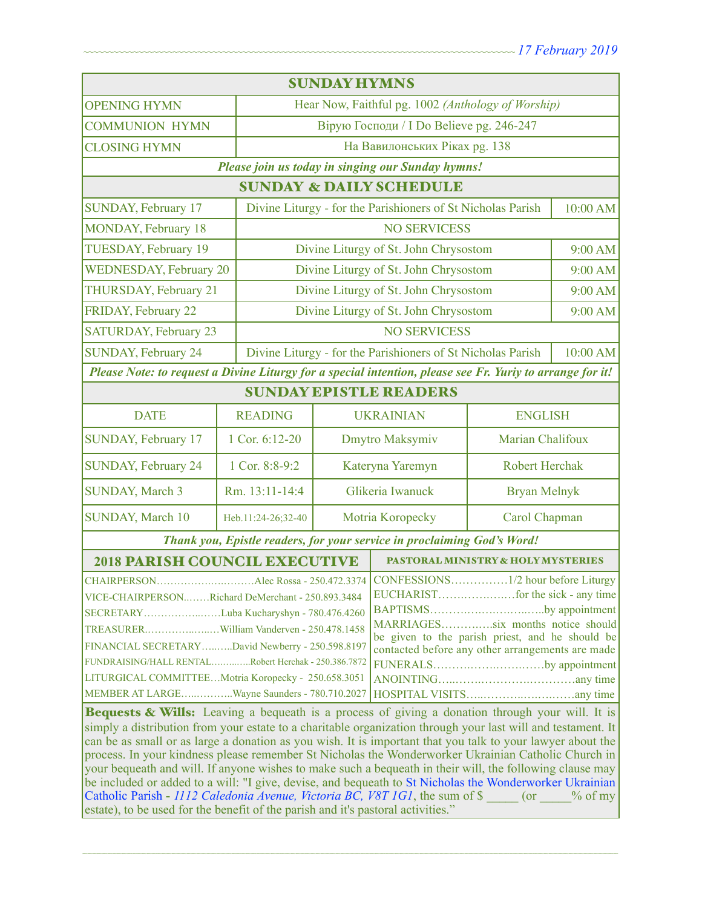## SUNDAY HYMNS

| | |
|---|---|
| OPENING HYMN | Hear Now, Faithful pg. 1002 *(Anthology of Worship)* |
| COMMUNION HYMN | Вірую Господи / I Do Believe pg. 246-247 |
| CLOSING HYMN | На Вавилонських Ріках pg. 138 |

***Please join us today in singing our Sunday hymns!***

## SUNDAY & DAILY SCHEDULE

| | | |
|---|---|---|
| SUNDAY, February 17 | Divine Liturgy - for the Parishioners of St Nicholas Parish | 10:00 AM |
| MONDAY, February 18 | NO SERVICESS | |
| TUESDAY, February 19 | Divine Liturgy of St. John Chrysostom | 9:00 AM |
| WEDNESDAY, February 20 | Divine Liturgy of St. John Chrysostom | 9:00 AM |
| THURSDAY, February 21 | Divine Liturgy of St. John Chrysostom | 9:00 AM |
| FRIDAY, February 22 | Divine Liturgy of St. John Chrysostom | 9:00 AM |
| SATURDAY, February 23 | NO SERVICESS | |
| SUNDAY, February 24 | Divine Liturgy - for the Parishioners of St Nicholas Parish | 10:00 AM |

***Please Note: to request a Divine Liturgy for a special intention, please see Fr. Yuriy to arrange for it!***

## SUNDAY EPISTLE READERS

| DATE | READING | UKRAINIAN | ENGLISH |
|---|---|---|---|
| SUNDAY, February 17 | 1 Cor. 6:12-20 | Dmytro Maksymiv | Marian Chalifoux |
| SUNDAY, February 24 | 1 Cor. 8:8-9:2 | Kateryna Yaremyn | Robert Herchak |
| SUNDAY, March 3 | Rm. 13:11-14:4 | Glikeria Iwanuck | Bryan Melnyk |
| SUNDAY, March 10 | Heb.11:24-26;32-40 | Motria Koropecky | Carol Chapman |

***Thank you, Epistle readers, for your service in proclaiming God's Word!***

## 2018 PARISH COUNCIL EXECUTIVE

CHAIRPERSON……………………….Alec Rossa - 250.472.3374
VICE-CHAIRPERSON…….Richard DeMerchant - 250.893.3484
SECRETARY………………Luba Kucharyshyn - 780.476.4260
TREASURER…………………William Vanderven - 250.478.1458
FINANCIAL SECRETARY……..David Newberry - 250.598.8197
FUNDRAISING/HALL RENTAL…………Robert Herchak - 250.386.7872
LITURGICAL COMMITTEE…Motria Koropecky - 250.658.3051
MEMBER AT LARGE…………..Wayne Saunders - 780.710.2027

## PASTORAL MINISTRY & HOLY MYSTERIES

CONFESSIONS……………1/2 hour before Liturgy
EUCHARIST………………for the sick - any time
BAPTISMS……………………………by appointment
MARRIAGES…………six months notice should be given to the parish priest, and he should be contacted before any other arrangements are made
FUNERALS…………………………by appointment
ANOINTING……………………………any time
HOSPITAL VISITS……………………………any time

**Bequests & Wills:** Leaving a bequeath is a process of giving a donation through your will. It is simply a distribution from your estate to a charitable organization through your last will and testament. It can be as small or as large a donation as you wish. It is important that you talk to your lawyer about the process. In your kindness please remember St Nicholas the Wonderworker Ukrainian Catholic Church in your bequeath and will. If anyone wishes to make such a bequeath in their will, the following clause may be included or added to a will: "I give, devise, and bequeath to St Nicholas the Wonderworker Ukrainian Catholic Parish - *1112 Caledonia Avenue, Victoria BC, V8T 1G1*, the sum of $ _____ (or _____% of my estate), to be used for the benefit of the parish and it's pastoral activities."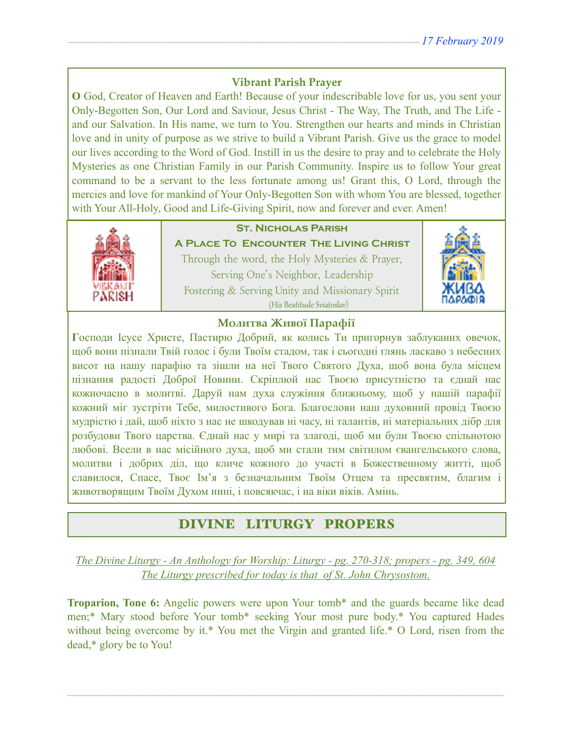## Vibrant Parish Prayer

**O** God, Creator of Heaven and Earth! Because of your indescribable love for us, you sent your Only-Begotten Son, Our Lord and Saviour, Jesus Christ - The Way, The Truth, and The Life - and our Salvation. In His name, we turn to You. Strengthen our hearts and minds in Christian love and in unity of purpose as we strive to build a Vibrant Parish. Give us the grace to model our lives according to the Word of God. Instill in us the desire to pray and to celebrate the Holy Mysteries as one Christian Family in our Parish Community. Inspire us to follow Your great command to be a servant to the less fortunate among us! Grant this, O Lord, through the mercies and love for mankind of Your Only-Begotten Son with whom You are blessed, together with Your All-Holy, Good and Life-Giving Spirit, now and forever and ever. Amen!

**St. Nicholas Parish**

**A Place To Encounter The Living Christ**

Through the word, the Holy Mysteries & Prayer,
Serving One's Neighbor, Leadership
Fostering & Serving Unity and Missionary Spirit
(His Beatitude Sviatoslav)

## Молитва Живої Парафії

**Г**осподи Ісусе Христе, Пастирю Добрий, як колись Ти пригорнув заблуканих овечок, щоб вони пізнали Твій голос і були Твоїм стадом, так і сьогодні глянь ласкаво з небесних висот на нашу парафію та зішли на неї Твого Святого Духа, щоб вона була місцем пізнання радості Доброї Новини. Скріплюй нас Твоєю присутністю та єднай нас кожночасно в молитві. Даруй нам духа служіння ближньому, щоб у нашій парафії кожний міг зустріти Тебе, милостивого Бога. Благослови наш духовний провід Твоєю мудрістю і дай, щоб ніхто з нас не шкодував ні часу, ні талантів, ні матеріальних дібр для розбудови Твого царства. Єднай нас у мирі та злагоді, щоб ми були Твоєю спільнотою любові. Всели в нас місійного духа, щоб ми стали тим світилом євангельського слова, молитви і добрих діл, що кличе кожного до участі в Божественному житті, щоб славилося, Спасе, Твоє Ім'я з безначальним Твоїм Отцем та пресвятим, благим і животворящим Твоїм Духом нині, і повсякчас, і на віки віків. Амінь.

## DIVINE LITURGY PROPERS

*The Divine Liturgy - An Anthology for Worship: Liturgy - pg. 270-318; propers - pg. 349, 604*
*The Liturgy prescribed for today is that of St. John Chrysostom.*

**Troparion, Tone 6:** Angelic powers were upon Your tomb* and the guards became like dead men;* Mary stood before Your tomb* seeking Your most pure body.* You captured Hades without being overcome by it.* You met the Virgin and granted life.* O Lord, risen from the dead,* glory be to You!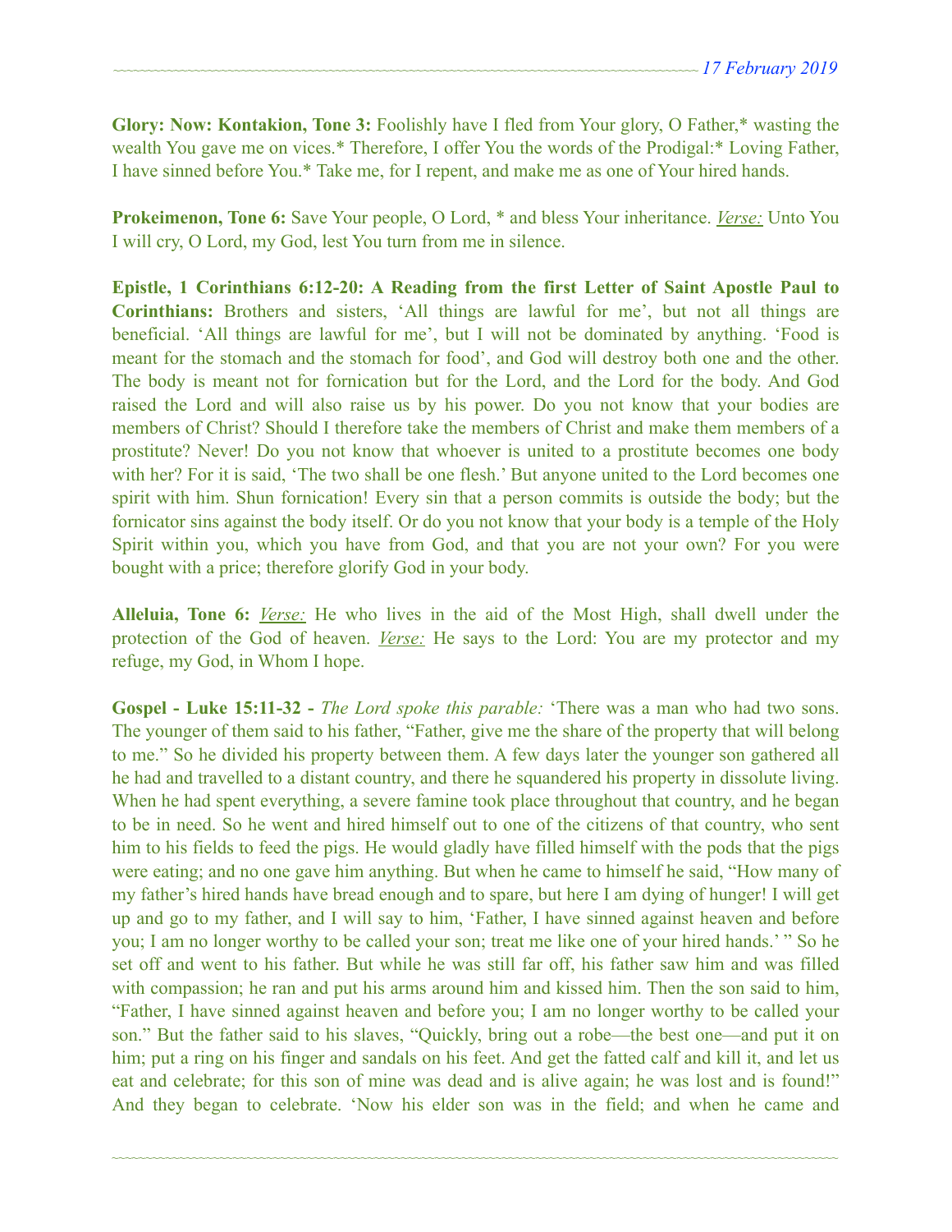**Glory: Now: Kontakion, Tone 3:** Foolishly have I fled from Your glory, O Father,* wasting the wealth You gave me on vices.* Therefore, I offer You the words of the Prodigal:* Loving Father, I have sinned before You.* Take me, for I repent, and make me as one of Your hired hands.

**Prokeimenon, Tone 6:** Save Your people, O Lord, * and bless Your inheritance. *Verse:* Unto You I will cry, O Lord, my God, lest You turn from me in silence.

**Epistle, 1 Corinthians 6:12-20: A Reading from the first Letter of Saint Apostle Paul to Corinthians:** Brothers and sisters, 'All things are lawful for me', but not all things are beneficial. 'All things are lawful for me', but I will not be dominated by anything. 'Food is meant for the stomach and the stomach for food', and God will destroy both one and the other. The body is meant not for fornication but for the Lord, and the Lord for the body. And God raised the Lord and will also raise us by his power. Do you not know that your bodies are members of Christ? Should I therefore take the members of Christ and make them members of a prostitute? Never! Do you not know that whoever is united to a prostitute becomes one body with her? For it is said, 'The two shall be one flesh.' But anyone united to the Lord becomes one spirit with him. Shun fornication! Every sin that a person commits is outside the body; but the fornicator sins against the body itself. Or do you not know that your body is a temple of the Holy Spirit within you, which you have from God, and that you are not your own? For you were bought with a price; therefore glorify God in your body.

**Alleluia, Tone 6:** *Verse:* He who lives in the aid of the Most High, shall dwell under the protection of the God of heaven. *Verse:* He says to the Lord: You are my protector and my refuge, my God, in Whom I hope.

**Gospel - Luke 15:11-32 -** *The Lord spoke this parable:* 'There was a man who had two sons. The younger of them said to his father, "Father, give me the share of the property that will belong to me." So he divided his property between them. A few days later the younger son gathered all he had and travelled to a distant country, and there he squandered his property in dissolute living. When he had spent everything, a severe famine took place throughout that country, and he began to be in need. So he went and hired himself out to one of the citizens of that country, who sent him to his fields to feed the pigs. He would gladly have filled himself with the pods that the pigs were eating; and no one gave him anything. But when he came to himself he said, "How many of my father's hired hands have bread enough and to spare, but here I am dying of hunger! I will get up and go to my father, and I will say to him, 'Father, I have sinned against heaven and before you; I am no longer worthy to be called your son; treat me like one of your hired hands.' " So he set off and went to his father. But while he was still far off, his father saw him and was filled with compassion; he ran and put his arms around him and kissed him. Then the son said to him, "Father, I have sinned against heaven and before you; I am no longer worthy to be called your son." But the father said to his slaves, "Quickly, bring out a robe—the best one—and put it on him; put a ring on his finger and sandals on his feet. And get the fatted calf and kill it, and let us eat and celebrate; for this son of mine was dead and is alive again; he was lost and is found!" And they began to celebrate. 'Now his elder son was in the field; and when he came and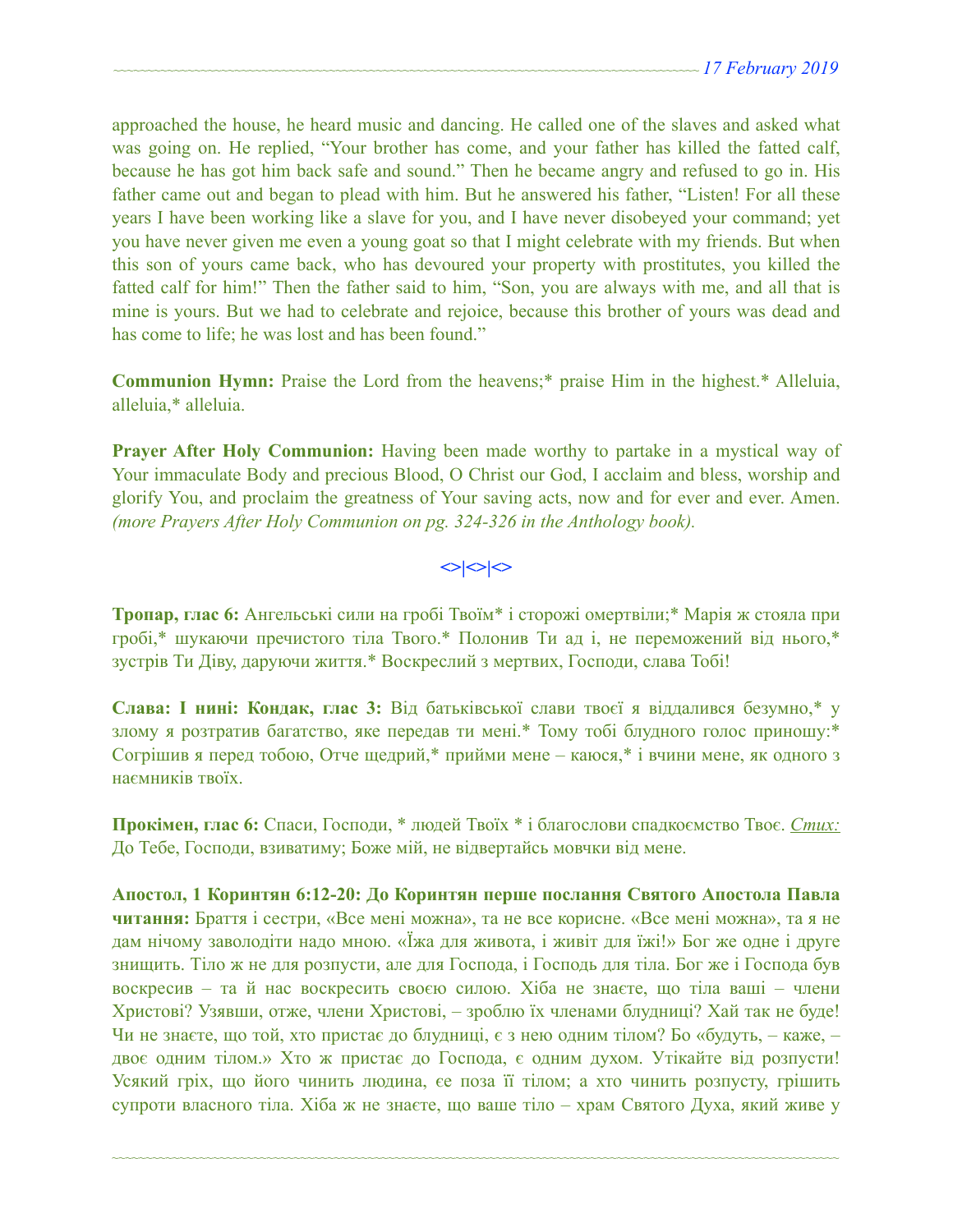approached the house, he heard music and dancing. He called one of the slaves and asked what was going on. He replied, "Your brother has come, and your father has killed the fatted calf, because he has got him back safe and sound." Then he became angry and refused to go in. His father came out and began to plead with him. But he answered his father, "Listen! For all these years I have been working like a slave for you, and I have never disobeyed your command; yet you have never given me even a young goat so that I might celebrate with my friends. But when this son of yours came back, who has devoured your property with prostitutes, you killed the fatted calf for him!" Then the father said to him, "Son, you are always with me, and all that is mine is yours. But we had to celebrate and rejoice, because this brother of yours was dead and has come to life; he was lost and has been found."

**Communion Hymn:** Praise the Lord from the heavens;* praise Him in the highest.* Alleluia, alleluia,* alleluia.

**Prayer After Holy Communion:** Having been made worthy to partake in a mystical way of Your immaculate Body and precious Blood, O Christ our God, I acclaim and bless, worship and glorify You, and proclaim the greatness of Your saving acts, now and for ever and ever. Amen. *(more Prayers After Holy Communion on pg. 324-326 in the Anthology book).*

<>|<>|<>

**Тропар, глас 6:** Ангельські сили на гробі Твоїм* і сторожі омертвіли;* Марія ж стояла при гробі,* шукаючи пречистого тіла Твого.* Полонив Ти ад і, не переможений від нього,* зустрів Ти Діву, даруючи життя.* Воскреслий з мертвих, Господи, слава Тобі!

**Слава: І нині: Кондак, глас 3:** Від батьківської слави твоєї я віддалився безумно,* у злому я розтратив багатство, яке передав ти мені.* Тому тобі блудного голос приношу:* Согрішив я перед тобою, Отче щедрий,* прийми мене – каюся,* і вчини мене, як одного з наємників твоїх.

**Прокімен, глас 6:** Спаси, Господи, * людей Твоїх * і благослови спадкоємство Твоє. *Стих:* До Тебе, Господи, взиватиму; Боже мій, не відвертайсь мовчки від мене.

**Апостол, 1 Коринтян 6:12-20: До Коринтян перше послання Святого Апостола Павла читання:** Браття і сестри, «Все мені можна», та не все корисне. «Все мені можна», та я не дам нічому заволодіти надо мною. «Їжа для живота, і живіт для їжі!» Бог же одне і друге знищить. Тіло ж не для розпусти, але для Господа, і Господь для тіла. Бог же і Господа був воскресив – та й нас воскресить своєю силою. Хіба не знаєте, що тіла ваші – члени Христові? Узявши, отже, члени Христові, – зроблю їх членами блудниці? Хай так не буде! Чи не знаєте, що той, хто пристає до блудниці, є з нею одним тілом? Бо «будуть, – каже, – двоє одним тілом.» Хто ж пристає до Господа, є одним духом. Утікайте від розпусти! Усякий гріх, що його чинить людина, є поза її тілом; а хто чинить розпусту, грішить супроти власного тіла. Хіба ж не знаєте, що ваше тіло – храм Святого Духа, який живе у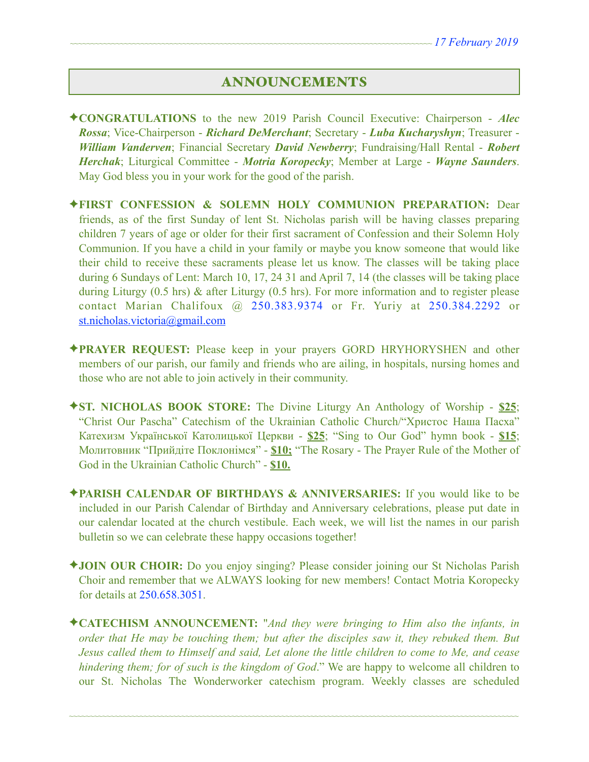## ANNOUNCEMENTS

✦**CONGRATULATIONS** to the new 2019 Parish Council Executive: Chairperson - ***Alec Rossa***; Vice-Chairperson - ***Richard DeMerchant***; Secretary - ***Luba Kucharyshyn***; Treasurer - ***William Vanderven***; Financial Secretary ***David Newberry***; Fundraising/Hall Rental - ***Robert Herchak***; Liturgical Committee - ***Motria Koropecky***; Member at Large - ***Wayne Saunders***. May God bless you in your work for the good of the parish.

✦**FIRST CONFESSION & SOLEMN HOLY COMMUNION PREPARATION:** Dear friends, as of the first Sunday of lent St. Nicholas parish will be having classes preparing children 7 years of age or older for their first sacrament of Confession and their Solemn Holy Communion. If you have a child in your family or maybe you know someone that would like their child to receive these sacraments please let us know. The classes will be taking place during 6 Sundays of Lent: March 10, 17, 24 31 and April 7, 14 (the classes will be taking place during Liturgy (0.5 hrs) & after Liturgy (0.5 hrs). For more information and to register please contact Marian Chalifoux @ 250.383.9374 or Fr. Yuriy at 250.384.2292 or st.nicholas.victoria@gmail.com

✦**PRAYER REQUEST:** Please keep in your prayers GORD HRYHORYSHEN and other members of our parish, our family and friends who are ailing, in hospitals, nursing homes and those who are not able to join actively in their community.

✦**ST. NICHOLAS BOOK STORE:** The Divine Liturgy An Anthology of Worship - **$25**; "Christ Our Pascha" Catechism of the Ukrainian Catholic Church/"Христос Наша Пасха" Катехизм Української Католицької Церкви - **$25**; "Sing to Our God" hymn book - **$15**; Молитовник "Прийдіте Поклонімся" - **$10;** "The Rosary - The Prayer Rule of the Mother of God in the Ukrainian Catholic Church" - **$10.**

✦**PARISH CALENDAR OF BIRTHDAYS & ANNIVERSARIES:** If you would like to be included in our Parish Calendar of Birthday and Anniversary celebrations, please put date in our calendar located at the church vestibule. Each week, we will list the names in our parish bulletin so we can celebrate these happy occasions together!

✦**JOIN OUR CHOIR:** Do you enjoy singing? Please consider joining our St Nicholas Parish Choir and remember that we ALWAYS looking for new members! Contact Motria Koropecky for details at 250.658.3051.

✦**CATECHISM ANNOUNCEMENT:** "*And they were bringing to Him also the infants, in order that He may be touching them; but after the disciples saw it, they rebuked them. But Jesus called them to Himself and said, Let alone the little children to come to Me, and cease hindering them; for of such is the kingdom of God*." We are happy to welcome all children to our St. Nicholas The Wonderworker catechism program. Weekly classes are scheduled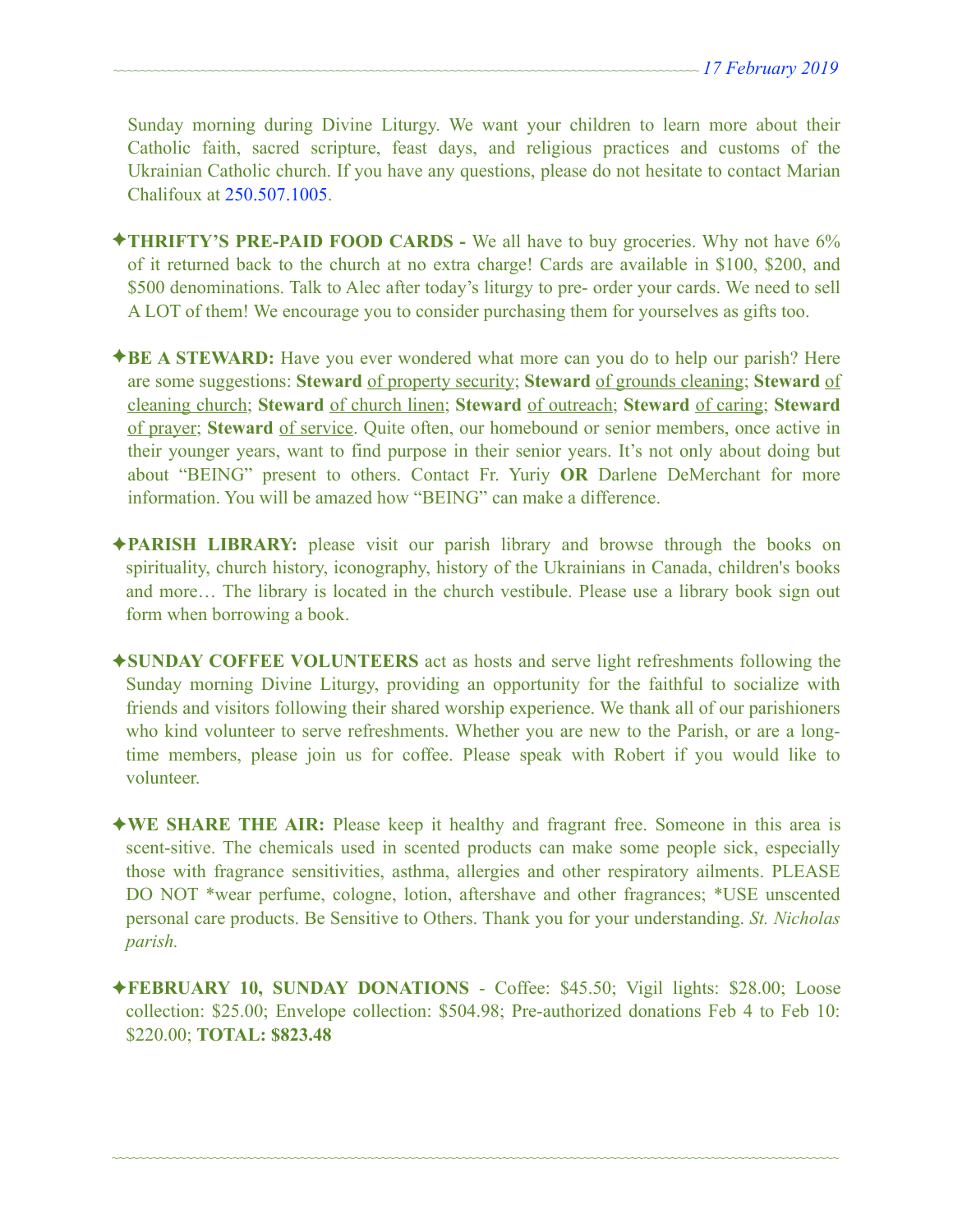Sunday morning during Divine Liturgy. We want your children to learn more about their Catholic faith, sacred scripture, feast days, and religious practices and customs of the Ukrainian Catholic church. If you have any questions, please do not hesitate to contact Marian Chalifoux at 250.507.1005.

✦**THRIFTY'S PRE-PAID FOOD CARDS -** We all have to buy groceries. Why not have 6% of it returned back to the church at no extra charge! Cards are available in $100, $200, and $500 denominations. Talk to Alec after today's liturgy to pre- order your cards. We need to sell A LOT of them! We encourage you to consider purchasing them for yourselves as gifts too.

✦**BE A STEWARD:** Have you ever wondered what more can you do to help our parish? Here are some suggestions: **Steward** of property security; **Steward** of grounds cleaning; **Steward** of cleaning church; **Steward** of church linen; **Steward** of outreach; **Steward** of caring; **Steward** of prayer; **Steward** of service. Quite often, our homebound or senior members, once active in their younger years, want to find purpose in their senior years. It's not only about doing but about "BEING" present to others. Contact Fr. Yuriy **OR** Darlene DeMerchant for more information. You will be amazed how "BEING" can make a difference.

✦**PARISH LIBRARY:** please visit our parish library and browse through the books on spirituality, church history, iconography, history of the Ukrainians in Canada, children's books and more… The library is located in the church vestibule. Please use a library book sign out form when borrowing a book.

✦**SUNDAY COFFEE VOLUNTEERS** act as hosts and serve light refreshments following the Sunday morning Divine Liturgy, providing an opportunity for the faithful to socialize with friends and visitors following their shared worship experience. We thank all of our parishioners who kind volunteer to serve refreshments. Whether you are new to the Parish, or are a long-time members, please join us for coffee. Please speak with Robert if you would like to volunteer.

✦**WE SHARE THE AIR:** Please keep it healthy and fragrant free. Someone in this area is scent-sitive. The chemicals used in scented products can make some people sick, especially those with fragrance sensitivities, asthma, allergies and other respiratory ailments. PLEASE DO NOT *wear perfume, cologne, lotion, aftershave and other fragrances; *USE unscented personal care products. Be Sensitive to Others. Thank you for your understanding. *St. Nicholas parish.*

✦**FEBRUARY 10, SUNDAY DONATIONS** - Coffee: $45.50; Vigil lights: $28.00; Loose collection: $25.00; Envelope collection: $504.98; Pre-authorized donations Feb 4 to Feb 10: $220.00; **TOTAL: $823.48**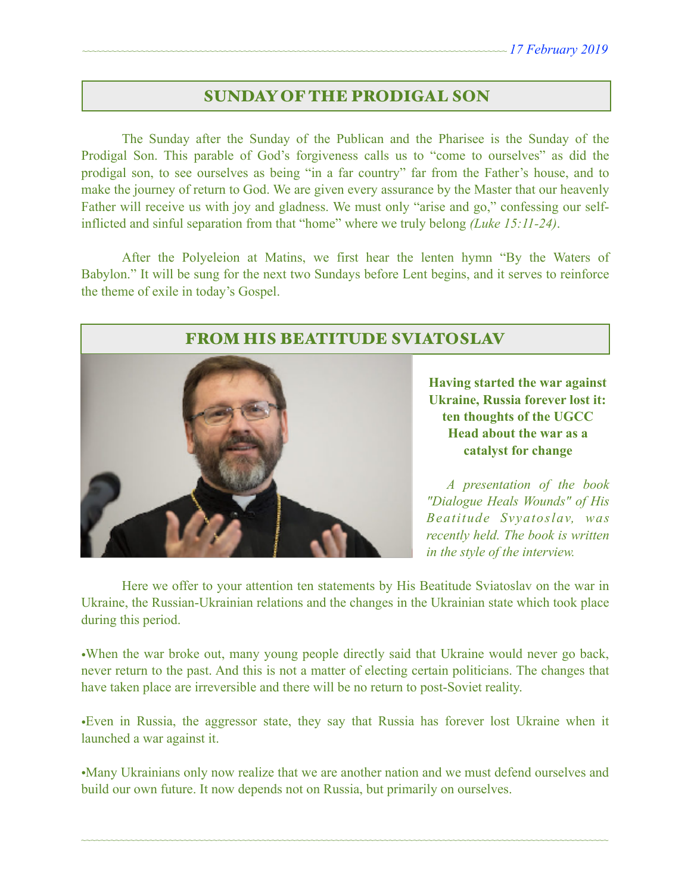*17 February 2019*

## SUNDAY OF THE PRODIGAL SON

The Sunday after the Sunday of the Publican and the Pharisee is the Sunday of the Prodigal Son. This parable of God's forgiveness calls us to "come to ourselves" as did the prodigal son, to see ourselves as being "in a far country" far from the Father's house, and to make the journey of return to God. We are given every assurance by the Master that our heavenly Father will receive us with joy and gladness. We must only "arise and go," confessing our self-inflicted and sinful separation from that "home" where we truly belong *(Luke 15:11-24)*.

After the Polyeleion at Matins, we first hear the lenten hymn "By the Waters of Babylon." It will be sung for the next two Sundays before Lent begins, and it serves to reinforce the theme of exile in today's Gospel.

## FROM HIS BEATITUDE SVIATOSLAV

**Having started the war against Ukraine, Russia forever lost it: ten thoughts of the UGCC Head about the war as a catalyst for change**

*A presentation of the book "Dialogue Heals Wounds" of His Beatitude Svyatoslav, was recently held. The book is written in the style of the interview.*

Here we offer to your attention ten statements by His Beatitude Sviatoslav on the war in Ukraine, the Russian-Ukrainian relations and the changes in the Ukrainian state which took place during this period.

- When the war broke out, many young people directly said that Ukraine would never go back, never return to the past. And this is not a matter of electing certain politicians. The changes that have taken place are irreversible and there will be no return to post-Soviet reality.
- Even in Russia, the aggressor state, they say that Russia has forever lost Ukraine when it launched a war against it.
- Many Ukrainians only now realize that we are another nation and we must defend ourselves and build our own future. It now depends not on Russia, but primarily on ourselves.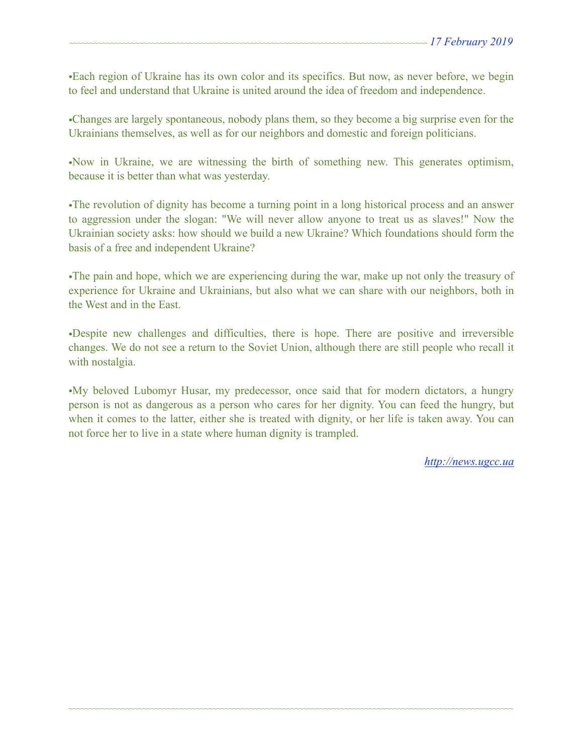•Each region of Ukraine has its own color and its specifics. But now, as never before, we begin to feel and understand that Ukraine is united around the idea of freedom and independence.

•Changes are largely spontaneous, nobody plans them, so they become a big surprise even for the Ukrainians themselves, as well as for our neighbors and domestic and foreign politicians.

•Now in Ukraine, we are witnessing the birth of something new. This generates optimism, because it is better than what was yesterday.

•The revolution of dignity has become a turning point in a long historical process and an answer to aggression under the slogan: "We will never allow anyone to treat us as slaves!" Now the Ukrainian society asks: how should we build a new Ukraine? Which foundations should form the basis of a free and independent Ukraine?

•The pain and hope, which we are experiencing during the war, make up not only the treasury of experience for Ukraine and Ukrainians, but also what we can share with our neighbors, both in the West and in the East.

•Despite new challenges and difficulties, there is hope. There are positive and irreversible changes. We do not see a return to the Soviet Union, although there are still people who recall it with nostalgia.

•My beloved Lubomyr Husar, my predecessor, once said that for modern dictators, a hungry person is not as dangerous as a person who cares for her dignity. You can feed the hungry, but when it comes to the latter, either she is treated with dignity, or her life is taken away. You can not force her to live in a state where human dignity is trampled.

[http://news.ugcc.ua](http://news.ugcc.ua)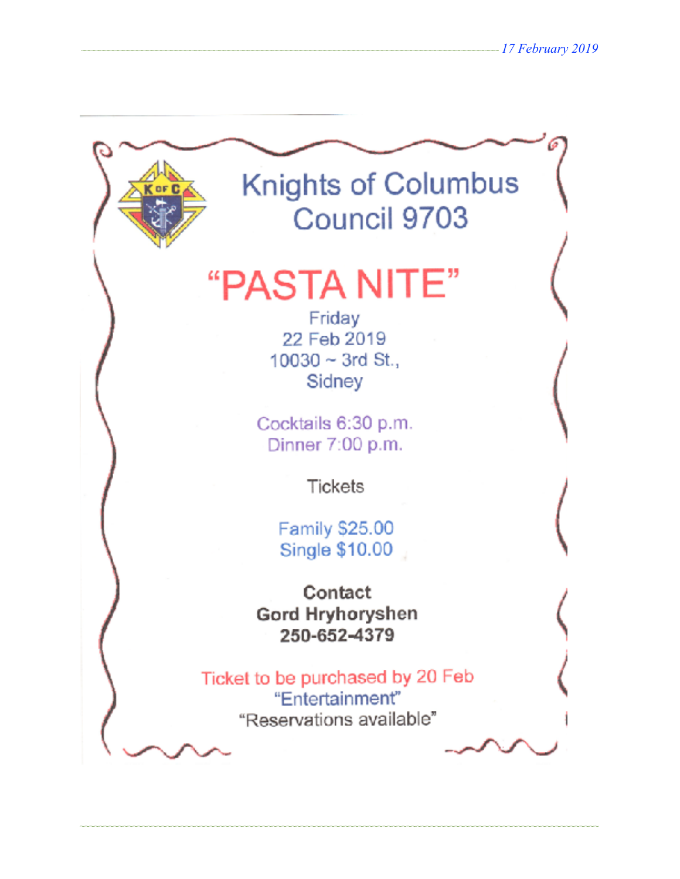# Knights of Columbus Council 9703

## "PASTA NITE"

Friday
22 Feb 2019
10030 ~ 3rd St.,
Sidney

Cocktails 6:30 p.m.
Dinner 7:00 p.m.

Tickets

Family $25.00
Single $10.00

**Contact**
**Gord Hryhoryshen**
**250-652-4379**

Ticket to be purchased by 20 Feb
"Entertainment"
"Reservations available"